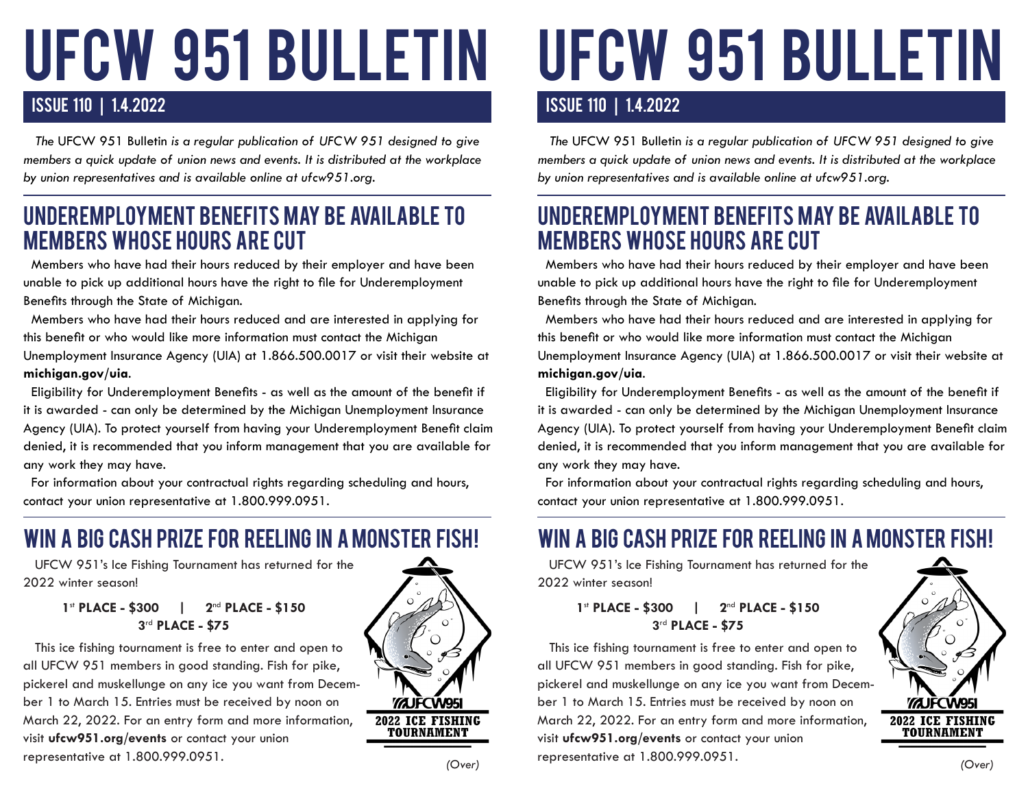# UFCW 951 BULLETIN

## ISSUE 110 | 1.4.2022

*The* UFCW 951 Bulletin *is a regular publication of UFCW 951 designed to give members a quick update of union news and events. It is distributed at the workplace by union representatives and is available online at ufcw951.org.*

## UNDEREMPLOYMENT BENEFITS MAY BE AVAILABLE TO MEMBERS WHOSE HOURS ARE CUT

Members who have had their hours reduced by their employer and have been unable to pick up additional hours have the right to file for Underemployment Benefits through the State of Michigan.

Members who have had their hours reduced and are interested in applying for this benefit or who would like more information must contact the Michigan Unemployment Insurance Agency (UIA) at 1.866.500.0017 or visit their website at **michigan.gov/uia**.

Eligibility for Underemployment Benefits - as well as the amount of the benefit if it is awarded - can only be determined by the Michigan Unemployment Insurance Agency (UIA). To protect yourself from having your Underemployment Benefit claim denied, it is recommended that you inform management that you are available for any work they may have.

For information about your contractual rights regarding scheduling and hours, contact your union representative at 1.800.999.0951.

## WIN A BIG CASH PRIZE FOR REELING IN A MONSTER FISH!

UFCW 951's Ice Fishing Tournament has returned for the 2022 winter season!

**1st PLACE - $300 | 2nd PLACE - $150**
**3rd PLACE - $75**

This ice fishing tournament is free to enter and open to all UFCW 951 members in good standing. Fish for pike, pickerel and muskellunge on any ice you want from December 1 to March 15. Entries must be received by noon on March 22, 2022. For an entry form and more information, visit **ufcw951.org/events** or contact your union representative at 1.800.999.0951.

UFCW951
2022 ICE FISHING TOURNAMENT

*(Over)*

# UFCW 951 BULLETIN

## ISSUE 110 | 1.4.2022

*The* UFCW 951 Bulletin *is a regular publication of UFCW 951 designed to give members a quick update of union news and events. It is distributed at the workplace by union representatives and is available online at ufcw951.org.*

## UNDEREMPLOYMENT BENEFITS MAY BE AVAILABLE TO MEMBERS WHOSE HOURS ARE CUT

Members who have had their hours reduced by their employer and have been unable to pick up additional hours have the right to file for Underemployment Benefits through the State of Michigan.

Members who have had their hours reduced and are interested in applying for this benefit or who would like more information must contact the Michigan Unemployment Insurance Agency (UIA) at 1.866.500.0017 or visit their website at **michigan.gov/uia**.

Eligibility for Underemployment Benefits - as well as the amount of the benefit if it is awarded - can only be determined by the Michigan Unemployment Insurance Agency (UIA). To protect yourself from having your Underemployment Benefit claim denied, it is recommended that you inform management that you are available for any work they may have.

For information about your contractual rights regarding scheduling and hours, contact your union representative at 1.800.999.0951.

## WIN A BIG CASH PRIZE FOR REELING IN A MONSTER FISH!

UFCW 951's Ice Fishing Tournament has returned for the 2022 winter season!

**1st PLACE - $300 | 2nd PLACE - $150**
**3rd PLACE - $75**

This ice fishing tournament is free to enter and open to all UFCW 951 members in good standing. Fish for pike, pickerel and muskellunge on any ice you want from December 1 to March 15. Entries must be received by noon on March 22, 2022. For an entry form and more information, visit **ufcw951.org/events** or contact your union representative at 1.800.999.0951.

UFCW951
2022 ICE FISHING TOURNAMENT

*(Over)*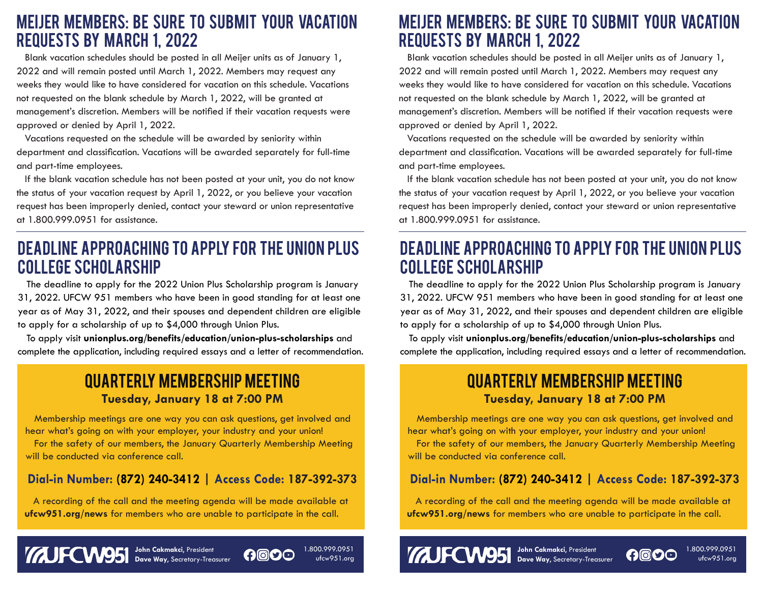# MEIJER MEMBERS: BE SURE TO SUBMIT YOUR VACATION REQUESTS BY MARCH 1, 2022

Blank vacation schedules should be posted in all Meijer units as of January 1, 2022 and will remain posted until March 1, 2022. Members may request any weeks they would like to have considered for vacation on this schedule. Vacations not requested on the blank schedule by March 1, 2022, will be granted at management's discretion. Members will be notified if their vacation requests were approved or denied by April 1, 2022.

Vacations requested on the schedule will be awarded by seniority within department and classification. Vacations will be awarded separately for full-time and part-time employees.

If the blank vacation schedule has not been posted at your unit, you do not know the status of your vacation request by April 1, 2022, or you believe your vacation request has been improperly denied, contact your steward or union representative at 1.800.999.0951 for assistance.

# DEADLINE APPROACHING TO APPLY FOR THE UNION PLUS COLLEGE SCHOLARSHIP

The deadline to apply for the 2022 Union Plus Scholarship program is January 31, 2022. UFCW 951 members who have been in good standing for at least one year as of May 31, 2022, and their spouses and dependent children are eligible to apply for a scholarship of up to $4,000 through Union Plus.

To apply visit **unionplus.org/benefits/education/union-plus-scholarships** and complete the application, including required essays and a letter of recommendation.

## QUARTERLY MEMBERSHIP MEETING

**Tuesday, January 18 at 7:00 PM**

Membership meetings are one way you can ask questions, get involved and hear what's going on with your employer, your industry and your union!

For the safety of our members, the January Quarterly Membership Meeting will be conducted via conference call.

**Dial-in Number: (872) 240-3412 | Access Code: 187-392-373**

A recording of the call and the meeting agenda will be made available at **ufcw951.org/news** for members who are unable to participate in the call.

UFCW951

**John Cakmakci**, President
**Dave Way**, Secretary-Treasurer

1.800.999.0951
ufcw951.org

# MEIJER MEMBERS: BE SURE TO SUBMIT YOUR VACATION REQUESTS BY MARCH 1, 2022

Blank vacation schedules should be posted in all Meijer units as of January 1, 2022 and will remain posted until March 1, 2022. Members may request any weeks they would like to have considered for vacation on this schedule. Vacations not requested on the blank schedule by March 1, 2022, will be granted at management's discretion. Members will be notified if their vacation requests were approved or denied by April 1, 2022.

Vacations requested on the schedule will be awarded by seniority within department and classification. Vacations will be awarded separately for full-time and part-time employees.

If the blank vacation schedule has not been posted at your unit, you do not know the status of your vacation request by April 1, 2022, or you believe your vacation request has been improperly denied, contact your steward or union representative at 1.800.999.0951 for assistance.

# DEADLINE APPROACHING TO APPLY FOR THE UNION PLUS COLLEGE SCHOLARSHIP

The deadline to apply for the 2022 Union Plus Scholarship program is January 31, 2022. UFCW 951 members who have been in good standing for at least one year as of May 31, 2022, and their spouses and dependent children are eligible to apply for a scholarship of up to $4,000 through Union Plus.

To apply visit **unionplus.org/benefits/education/union-plus-scholarships** and complete the application, including required essays and a letter of recommendation.

## QUARTERLY MEMBERSHIP MEETING

**Tuesday, January 18 at 7:00 PM**

Membership meetings are one way you can ask questions, get involved and hear what's going on with your employer, your industry and your union!

For the safety of our members, the January Quarterly Membership Meeting will be conducted via conference call.

**Dial-in Number: (872) 240-3412 | Access Code: 187-392-373**

A recording of the call and the meeting agenda will be made available at **ufcw951.org/news** for members who are unable to participate in the call.

UFCW951

**John Cakmakci**, President
**Dave Way**, Secretary-Treasurer

1.800.999.0951
ufcw951.org